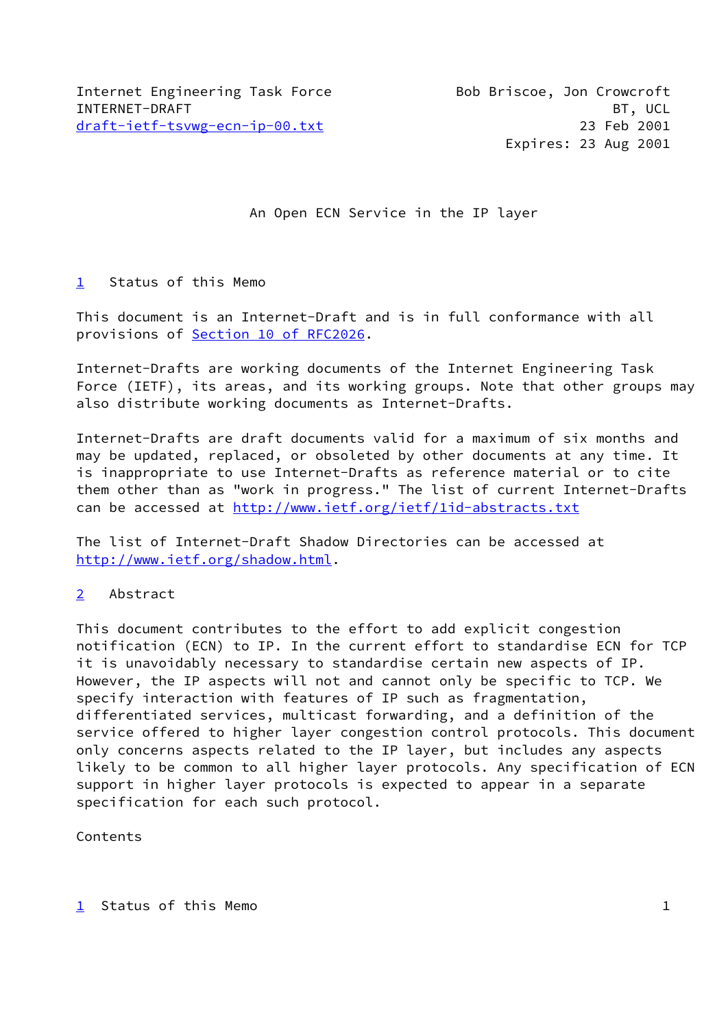Internet Engineering Task Force                Bob Briscoe, Jon Crowcroft
INTERNET-DRAFT                                                    BT, UCL
draft-ietf-tsvwg-ecn-ip-00.txt                                23 Feb 2001
                                                     Expires: 23 Aug 2001

# An Open ECN Service in the IP layer

## 1 Status of this Memo

This document is an Internet-Draft and is in full conformance with all provisions of Section 10 of RFC2026.

Internet-Drafts are working documents of the Internet Engineering Task Force (IETF), its areas, and its working groups. Note that other groups may also distribute working documents as Internet-Drafts.

Internet-Drafts are draft documents valid for a maximum of six months and may be updated, replaced, or obsoleted by other documents at any time. It is inappropriate to use Internet-Drafts as reference material or to cite them other than as "work in progress." The list of current Internet-Drafts can be accessed at http://www.ietf.org/ietf/1id-abstracts.txt

The list of Internet-Draft Shadow Directories can be accessed at http://www.ietf.org/shadow.html.

## 2 Abstract

This document contributes to the effort to add explicit congestion notification (ECN) to IP. In the current effort to standardise ECN for TCP it is unavoidably necessary to standardise certain new aspects of IP. However, the IP aspects will not and cannot only be specific to TCP. We specify interaction with features of IP such as fragmentation, differentiated services, multicast forwarding, and a definition of the service offered to higher layer congestion control protocols. This document only concerns aspects related to the IP layer, but includes any aspects likely to be common to all higher layer protocols. Any specification of ECN support in higher layer protocols is expected to appear in a separate specification for each such protocol.

Contents

1 Status of this Memo                                                   1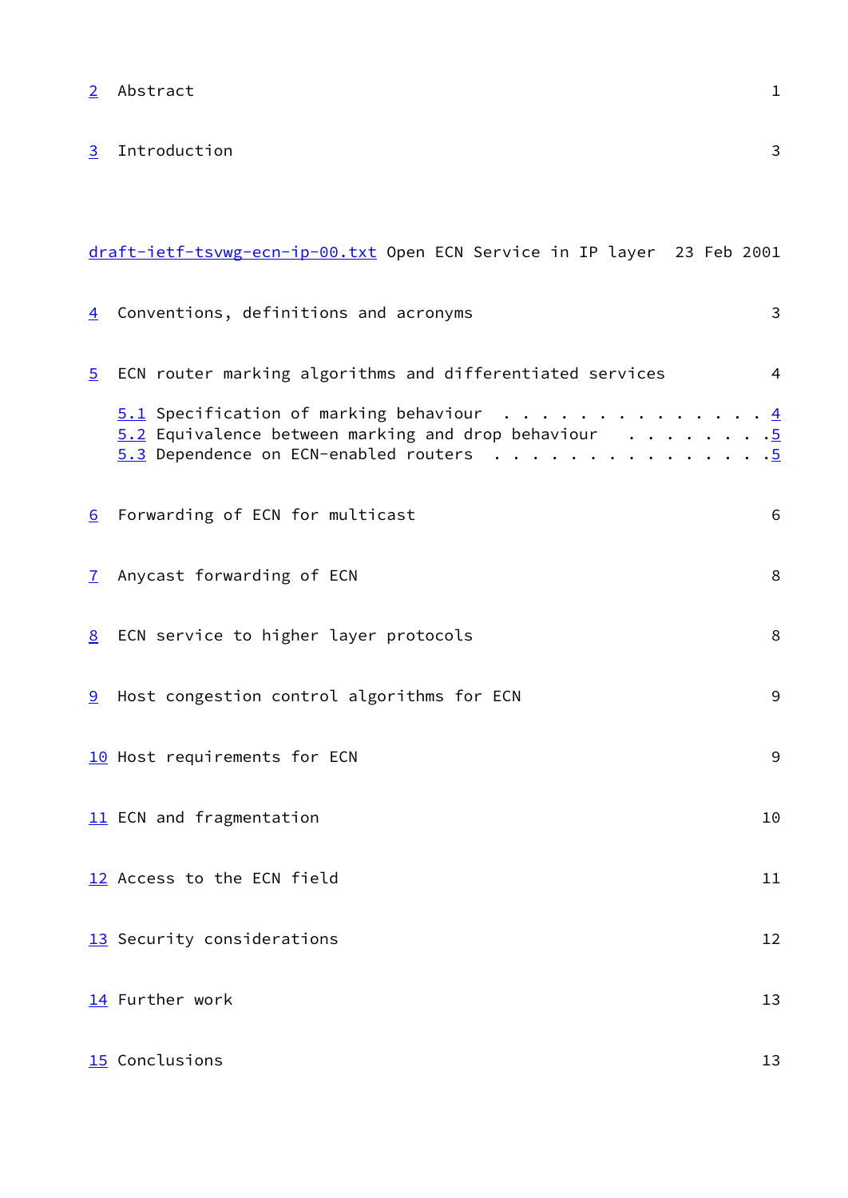2 Abstract 1

3 Introduction 3

4 Conventions, definitions and acronyms 3

5 ECN router marking algorithms and differentiated services 4

5.1 Specification of marking behaviour . . . . . . . . . . . . . . 4
5.2 Equivalence between marking and drop behaviour . . . . . . . .5
5.3 Dependence on ECN-enabled routers . . . . . . . . . . . . . . .5

6 Forwarding of ECN for multicast 6

7 Anycast forwarding of ECN 8

8 ECN service to higher layer protocols 8

9 Host congestion control algorithms for ECN 9

10 Host requirements for ECN 9

11 ECN and fragmentation 10

12 Access to the ECN field 11

13 Security considerations 12

14 Further work 13

15 Conclusions 13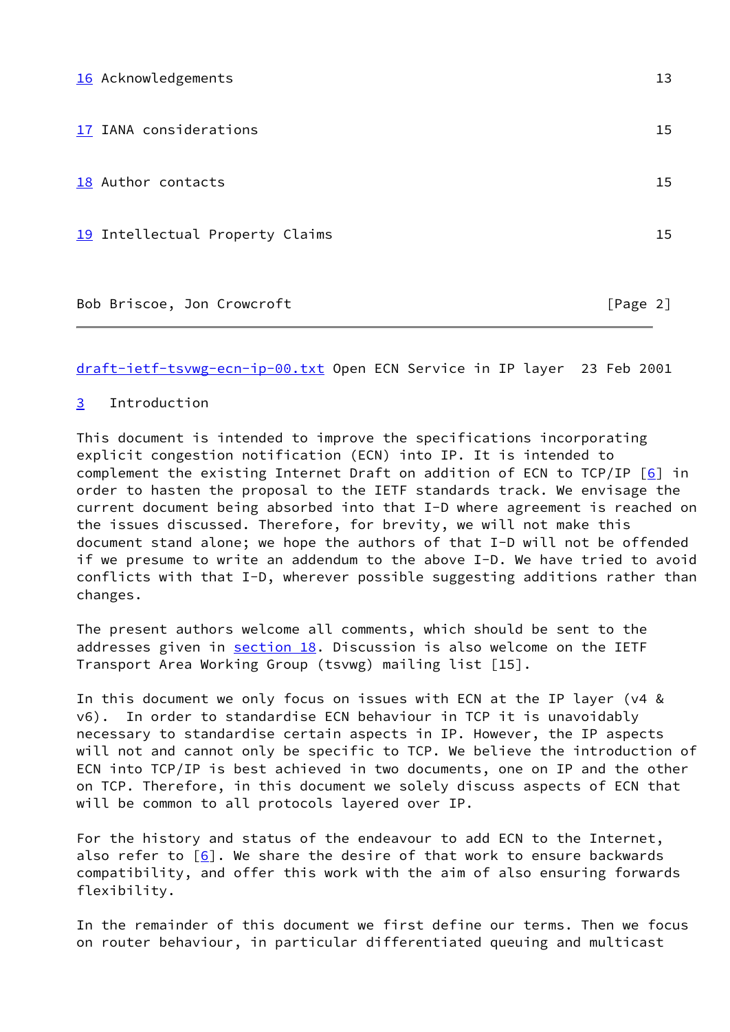16 Acknowledgements 13

17 IANA considerations 15

18 Author contacts 15

19 Intellectual Property Claims 15

## 3 Introduction

This document is intended to improve the specifications incorporating explicit congestion notification (ECN) into IP. It is intended to complement the existing Internet Draft on addition of ECN to TCP/IP [6] in order to hasten the proposal to the IETF standards track. We envisage the current document being absorbed into that I-D where agreement is reached on the issues discussed. Therefore, for brevity, we will not make this document stand alone; we hope the authors of that I-D will not be offended if we presume to write an addendum to the above I-D. We have tried to avoid conflicts with that I-D, wherever possible suggesting additions rather than changes.

The present authors welcome all comments, which should be sent to the addresses given in section 18. Discussion is also welcome on the IETF Transport Area Working Group (tsvwg) mailing list [15].

In this document we only focus on issues with ECN at the IP layer (v4 & v6). In order to standardise ECN behaviour in TCP it is unavoidably necessary to standardise certain aspects in IP. However, the IP aspects will not and cannot only be specific to TCP. We believe the introduction of ECN into TCP/IP is best achieved in two documents, one on IP and the other on TCP. Therefore, in this document we solely discuss aspects of ECN that will be common to all protocols layered over IP.

For the history and status of the endeavour to add ECN to the Internet, also refer to [6]. We share the desire of that work to ensure backwards compatibility, and offer this work with the aim of also ensuring forwards flexibility.

In the remainder of this document we first define our terms. Then we focus on router behaviour, in particular differentiated queuing and multicast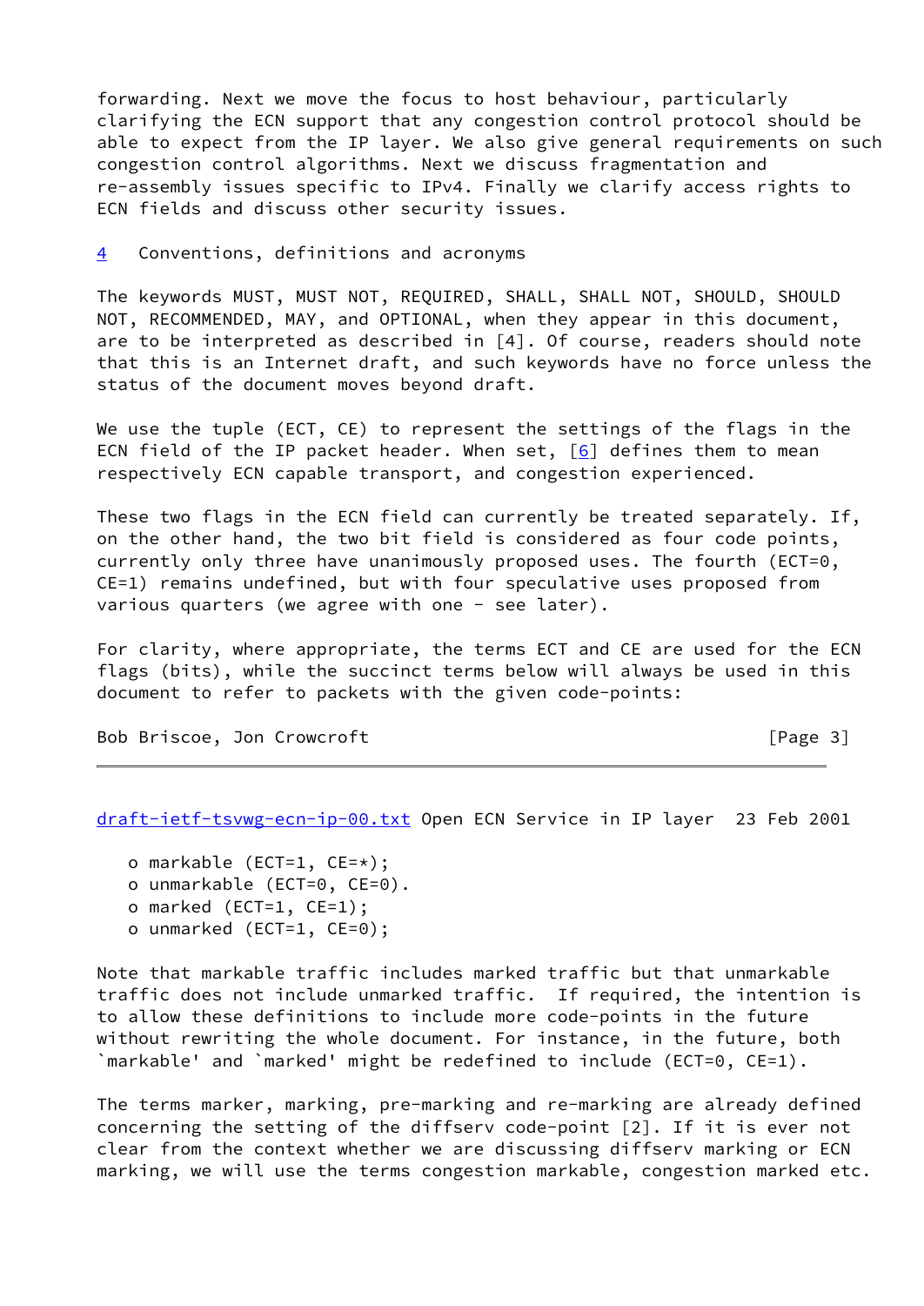forwarding. Next we move the focus to host behaviour, particularly clarifying the ECN support that any congestion control protocol should be able to expect from the IP layer. We also give general requirements on such congestion control algorithms. Next we discuss fragmentation and re-assembly issues specific to IPv4. Finally we clarify access rights to ECN fields and discuss other security issues.

## 4 Conventions, definitions and acronyms

The keywords MUST, MUST NOT, REQUIRED, SHALL, SHALL NOT, SHOULD, SHOULD NOT, RECOMMENDED, MAY, and OPTIONAL, when they appear in this document, are to be interpreted as described in [4]. Of course, readers should note that this is an Internet draft, and such keywords have no force unless the status of the document moves beyond draft.

We use the tuple (ECT, CE) to represent the settings of the flags in the ECN field of the IP packet header. When set, [6] defines them to mean respectively ECN capable transport, and congestion experienced.

These two flags in the ECN field can currently be treated separately. If, on the other hand, the two bit field is considered as four code points, currently only three have unanimously proposed uses. The fourth (ECT=0, CE=1) remains undefined, but with four speculative uses proposed from various quarters (we agree with one - see later).

For clarity, where appropriate, the terms ECT and CE are used for the ECN flags (bits), while the succinct terms below will always be used in this document to refer to packets with the given code-points:

- markable (ECT=1, CE=*);
- unmarkable (ECT=0, CE=0).
- marked (ECT=1, CE=1);
- unmarked (ECT=1, CE=0);

Note that markable traffic includes marked traffic but that unmarkable traffic does not include unmarked traffic. If required, the intention is to allow these definitions to include more code-points in the future without rewriting the whole document. For instance, in the future, both `markable' and `marked' might be redefined to include (ECT=0, CE=1).

The terms marker, marking, pre-marking and re-marking are already defined concerning the setting of the diffserv code-point [2]. If it is ever not clear from the context whether we are discussing diffserv marking or ECN marking, we will use the terms congestion markable, congestion marked etc.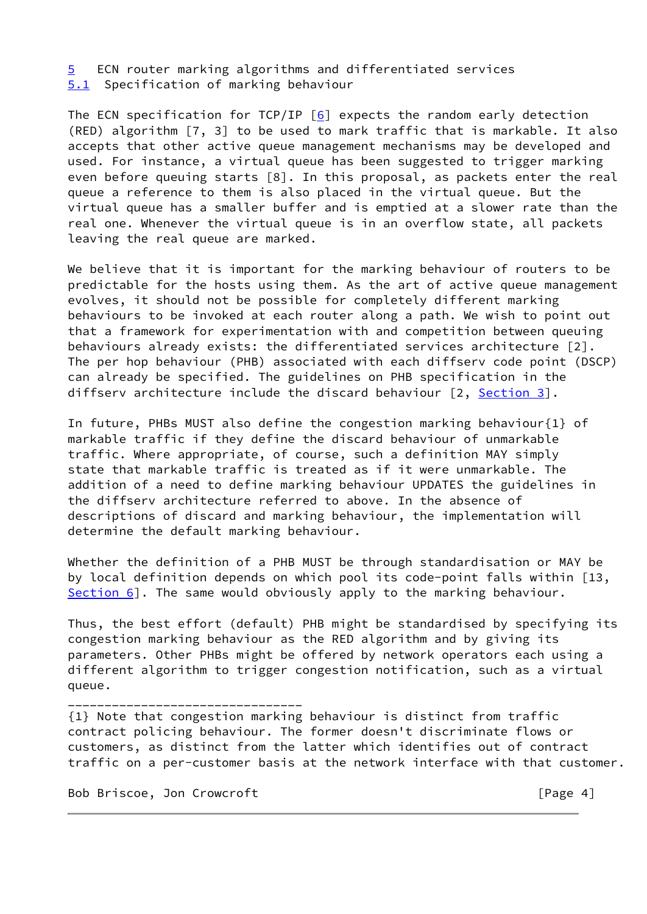## 5 ECN router marking algorithms and differentiated services

### 5.1 Specification of marking behaviour

The ECN specification for TCP/IP [6] expects the random early detection (RED) algorithm [7, 3] to be used to mark traffic that is markable. It also accepts that other active queue management mechanisms may be developed and used. For instance, a virtual queue has been suggested to trigger marking even before queuing starts [8]. In this proposal, as packets enter the real queue a reference to them is also placed in the virtual queue. But the virtual queue has a smaller buffer and is emptied at a slower rate than the real one. Whenever the virtual queue is in an overflow state, all packets leaving the real queue are marked.

We believe that it is important for the marking behaviour of routers to be predictable for the hosts using them. As the art of active queue management evolves, it should not be possible for completely different marking behaviours to be invoked at each router along a path. We wish to point out that a framework for experimentation with and competition between queuing behaviours already exists: the differentiated services architecture [2]. The per hop behaviour (PHB) associated with each diffserv code point (DSCP) can already be specified. The guidelines on PHB specification in the diffserv architecture include the discard behaviour [2, Section 3].

In future, PHBs MUST also define the congestion marking behaviour{1} of markable traffic if they define the discard behaviour of unmarkable traffic. Where appropriate, of course, such a definition MAY simply state that markable traffic is treated as if it were unmarkable. The addition of a need to define marking behaviour UPDATES the guidelines in the diffserv architecture referred to above. In the absence of descriptions of discard and marking behaviour, the implementation will determine the default marking behaviour.

Whether the definition of a PHB MUST be through standardisation or MAY be by local definition depends on which pool its code-point falls within [13, Section 6]. The same would obviously apply to the marking behaviour.

Thus, the best effort (default) PHB might be standardised by specifying its congestion marking behaviour as the RED algorithm and by giving its parameters. Other PHBs might be offered by network operators each using a different algorithm to trigger congestion notification, such as a virtual queue.

---

{1} Note that congestion marking behaviour is distinct from traffic contract policing behaviour. The former doesn't discriminate flows or customers, as distinct from the latter which identifies out of contract traffic on a per-customer basis at the network interface with that customer.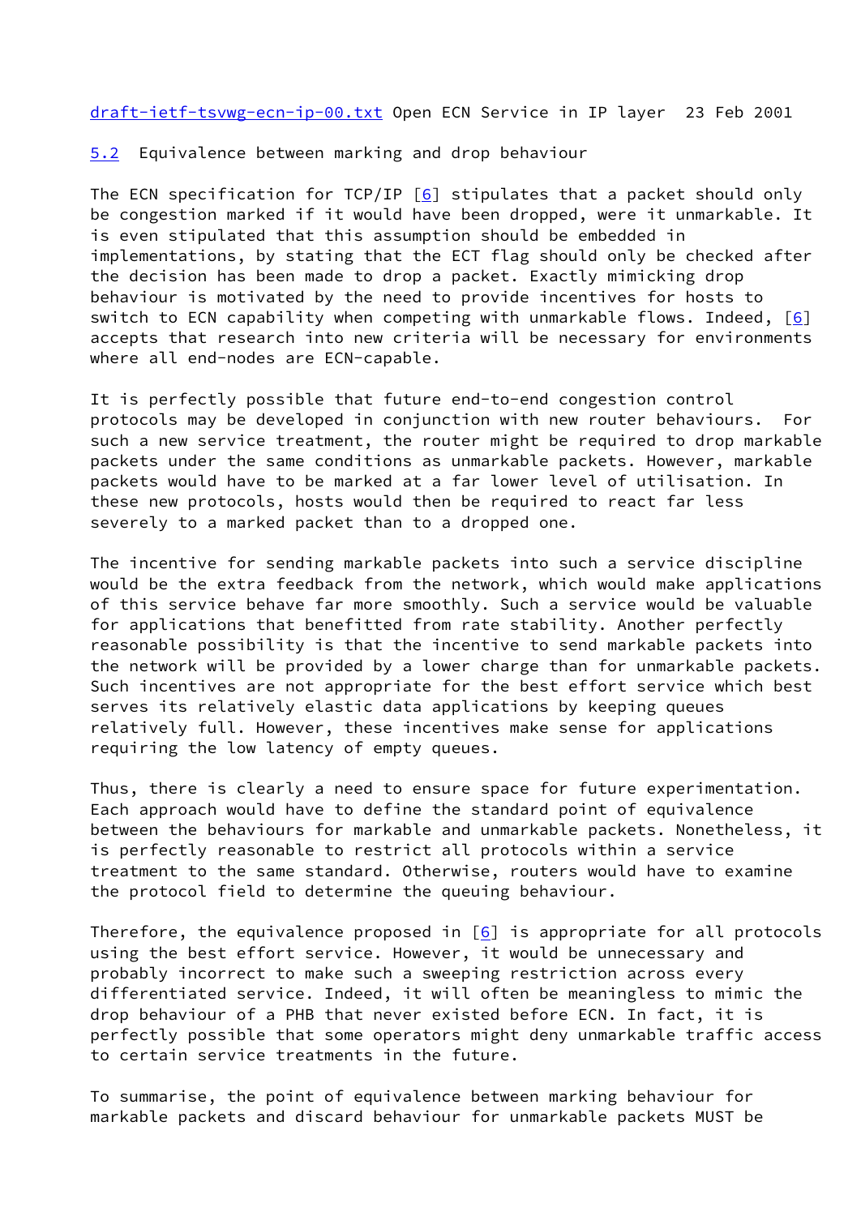### 5.2 Equivalence between marking and drop behaviour

The ECN specification for TCP/IP [6] stipulates that a packet should only be congestion marked if it would have been dropped, were it unmarkable. It is even stipulated that this assumption should be embedded in implementations, by stating that the ECT flag should only be checked after the decision has been made to drop a packet. Exactly mimicking drop behaviour is motivated by the need to provide incentives for hosts to switch to ECN capability when competing with unmarkable flows. Indeed, [6] accepts that research into new criteria will be necessary for environments where all end-nodes are ECN-capable.

It is perfectly possible that future end-to-end congestion control protocols may be developed in conjunction with new router behaviours. For such a new service treatment, the router might be required to drop markable packets under the same conditions as unmarkable packets. However, markable packets would have to be marked at a far lower level of utilisation. In these new protocols, hosts would then be required to react far less severely to a marked packet than to a dropped one.

The incentive for sending markable packets into such a service discipline would be the extra feedback from the network, which would make applications of this service behave far more smoothly. Such a service would be valuable for applications that benefitted from rate stability. Another perfectly reasonable possibility is that the incentive to send markable packets into the network will be provided by a lower charge than for unmarkable packets. Such incentives are not appropriate for the best effort service which best serves its relatively elastic data applications by keeping queues relatively full. However, these incentives make sense for applications requiring the low latency of empty queues.

Thus, there is clearly a need to ensure space for future experimentation. Each approach would have to define the standard point of equivalence between the behaviours for markable and unmarkable packets. Nonetheless, it is perfectly reasonable to restrict all protocols within a service treatment to the same standard. Otherwise, routers would have to examine the protocol field to determine the queuing behaviour.

Therefore, the equivalence proposed in [6] is appropriate for all protocols using the best effort service. However, it would be unnecessary and probably incorrect to make such a sweeping restriction across every differentiated service. Indeed, it will often be meaningless to mimic the drop behaviour of a PHB that never existed before ECN. In fact, it is perfectly possible that some operators might deny unmarkable traffic access to certain service treatments in the future.

To summarise, the point of equivalence between marking behaviour for markable packets and discard behaviour for unmarkable packets MUST be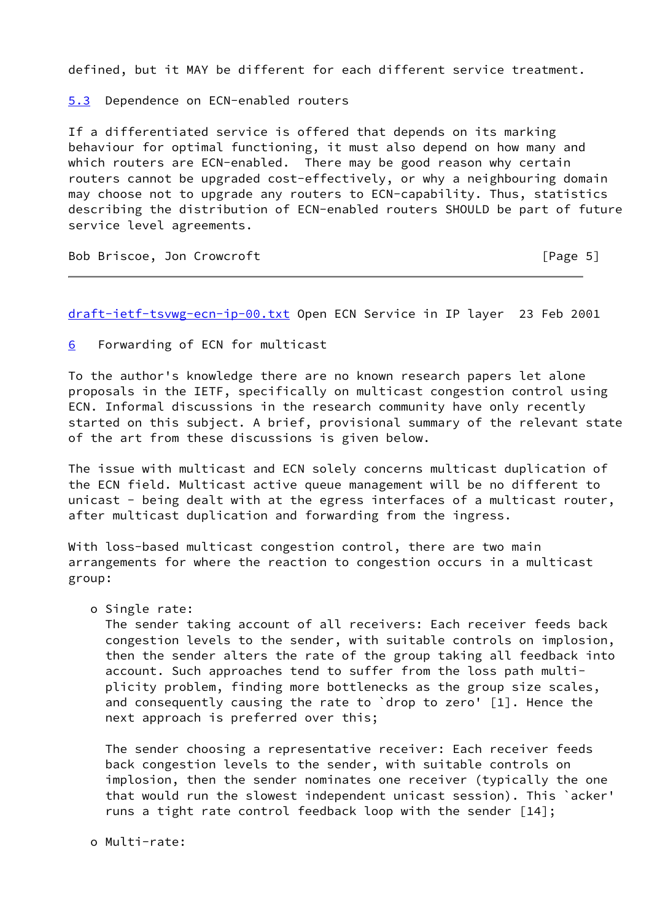defined, but it MAY be different for each different service treatment.

### 5.3 Dependence on ECN-enabled routers

If a differentiated service is offered that depends on its marking behaviour for optimal functioning, it must also depend on how many and which routers are ECN-enabled. There may be good reason why certain routers cannot be upgraded cost-effectively, or why a neighbouring domain may choose not to upgrade any routers to ECN-capability. Thus, statistics describing the distribution of ECN-enabled routers SHOULD be part of future service level agreements.

## 6 Forwarding of ECN for multicast

To the author's knowledge there are no known research papers let alone proposals in the IETF, specifically on multicast congestion control using ECN. Informal discussions in the research community have only recently started on this subject. A brief, provisional summary of the relevant state of the art from these discussions is given below.

The issue with multicast and ECN solely concerns multicast duplication of the ECN field. Multicast active queue management will be no different to unicast - being dealt with at the egress interfaces of a multicast router, after multicast duplication and forwarding from the ingress.

With loss-based multicast congestion control, there are two main arrangements for where the reaction to congestion occurs in a multicast group:

- Single rate:
  The sender taking account of all receivers: Each receiver feeds back congestion levels to the sender, with suitable controls on implosion, then the sender alters the rate of the group taking all feedback into account. Such approaches tend to suffer from the loss path multi-plicity problem, finding more bottlenecks as the group size scales, and consequently causing the rate to `drop to zero' [1]. Hence the next approach is preferred over this;

  The sender choosing a representative receiver: Each receiver feeds back congestion levels to the sender, with suitable controls on implosion, then the sender nominates one receiver (typically the one that would run the slowest independent unicast session). This `acker' runs a tight rate control feedback loop with the sender [14];

- Multi-rate: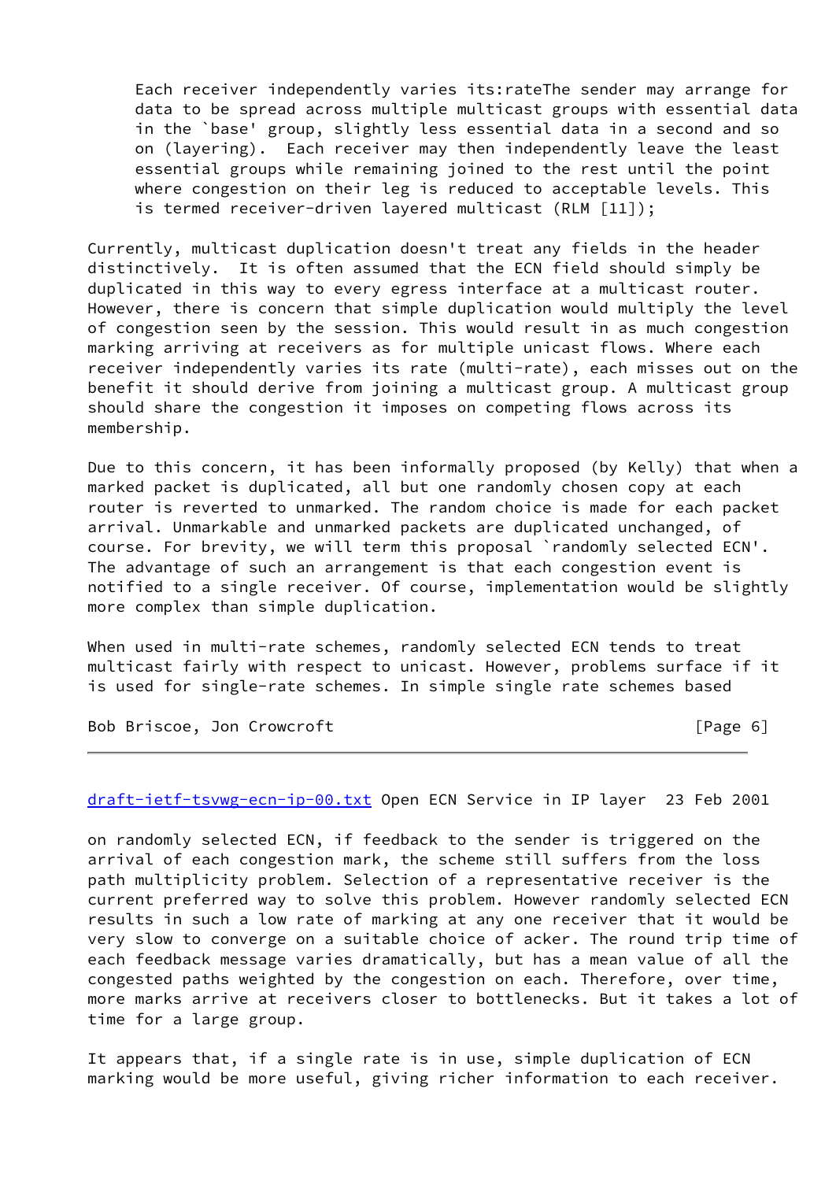Each receiver independently varies its:rateThe sender may arrange for data to be spread across multiple multicast groups with essential data in the `base' group, slightly less essential data in a second and so on (layering). Each receiver may then independently leave the least essential groups while remaining joined to the rest until the point where congestion on their leg is reduced to acceptable levels. This is termed receiver-driven layered multicast (RLM [11]);

Currently, multicast duplication doesn't treat any fields in the header distinctively. It is often assumed that the ECN field should simply be duplicated in this way to every egress interface at a multicast router. However, there is concern that simple duplication would multiply the level of congestion seen by the session. This would result in as much congestion marking arriving at receivers as for multiple unicast flows. Where each receiver independently varies its rate (multi-rate), each misses out on the benefit it should derive from joining a multicast group. A multicast group should share the congestion it imposes on competing flows across its membership.

Due to this concern, it has been informally proposed (by Kelly) that when a marked packet is duplicated, all but one randomly chosen copy at each router is reverted to unmarked. The random choice is made for each packet arrival. Unmarkable and unmarked packets are duplicated unchanged, of course. For brevity, we will term this proposal `randomly selected ECN'. The advantage of such an arrangement is that each congestion event is notified to a single receiver. Of course, implementation would be slightly more complex than simple duplication.

When used in multi-rate schemes, randomly selected ECN tends to treat multicast fairly with respect to unicast. However, problems surface if it is used for single-rate schemes. In simple single rate schemes based on randomly selected ECN, if feedback to the sender is triggered on the arrival of each congestion mark, the scheme still suffers from the loss path multiplicity problem. Selection of a representative receiver is the current preferred way to solve this problem. However randomly selected ECN results in such a low rate of marking at any one receiver that it would be very slow to converge on a suitable choice of acker. The round trip time of each feedback message varies dramatically, but has a mean value of all the congested paths weighted by the congestion on each. Therefore, over time, more marks arrive at receivers closer to bottlenecks. But it takes a lot of time for a large group.

It appears that, if a single rate is in use, simple duplication of ECN marking would be more useful, giving richer information to each receiver.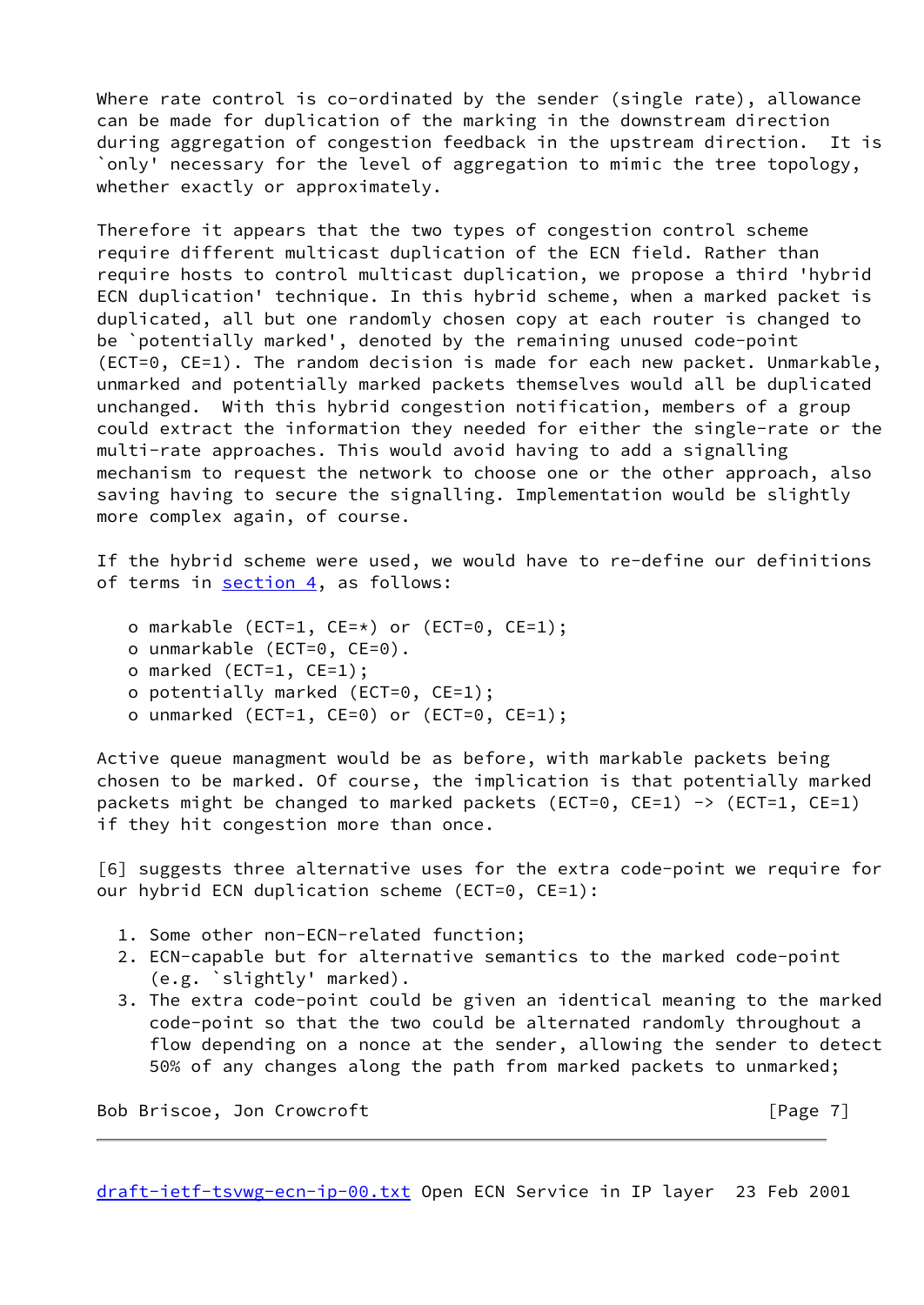Where rate control is co-ordinated by the sender (single rate), allowance can be made for duplication of the marking in the downstream direction during aggregation of congestion feedback in the upstream direction.  It is `only' necessary for the level of aggregation to mimic the tree topology, whether exactly or approximately.

Therefore it appears that the two types of congestion control scheme require different multicast duplication of the ECN field. Rather than require hosts to control multicast duplication, we propose a third 'hybrid ECN duplication' technique. In this hybrid scheme, when a marked packet is duplicated, all but one randomly chosen copy at each router is changed to be `potentially marked', denoted by the remaining unused code-point (ECT=0, CE=1). The random decision is made for each new packet. Unmarkable, unmarked and potentially marked packets themselves would all be duplicated unchanged.  With this hybrid congestion notification, members of a group could extract the information they needed for either the single-rate or the multi-rate approaches. This would avoid having to add a signalling mechanism to request the network to choose one or the other approach, also saving having to secure the signalling. Implementation would be slightly more complex again, of course.

If the hybrid scheme were used, we would have to re-define our definitions of terms in section 4, as follows:

- markable (ECT=1, CE=*) or (ECT=0, CE=1);
- unmarkable (ECT=0, CE=0).
- marked (ECT=1, CE=1);
- potentially marked (ECT=0, CE=1);
- unmarked (ECT=1, CE=0) or (ECT=0, CE=1);

Active queue managment would be as before, with markable packets being chosen to be marked. Of course, the implication is that potentially marked packets might be changed to marked packets (ECT=0, CE=1) -> (ECT=1, CE=1) if they hit congestion more than once.

[6] suggests three alternative uses for the extra code-point we require for our hybrid ECN duplication scheme (ECT=0, CE=1):

1. Some other non-ECN-related function;
2. ECN-capable but for alternative semantics to the marked code-point (e.g. `slightly' marked).
3. The extra code-point could be given an identical meaning to the marked code-point so that the two could be alternated randomly throughout a flow depending on a nonce at the sender, allowing the sender to detect 50% of any changes along the path from marked packets to unmarked;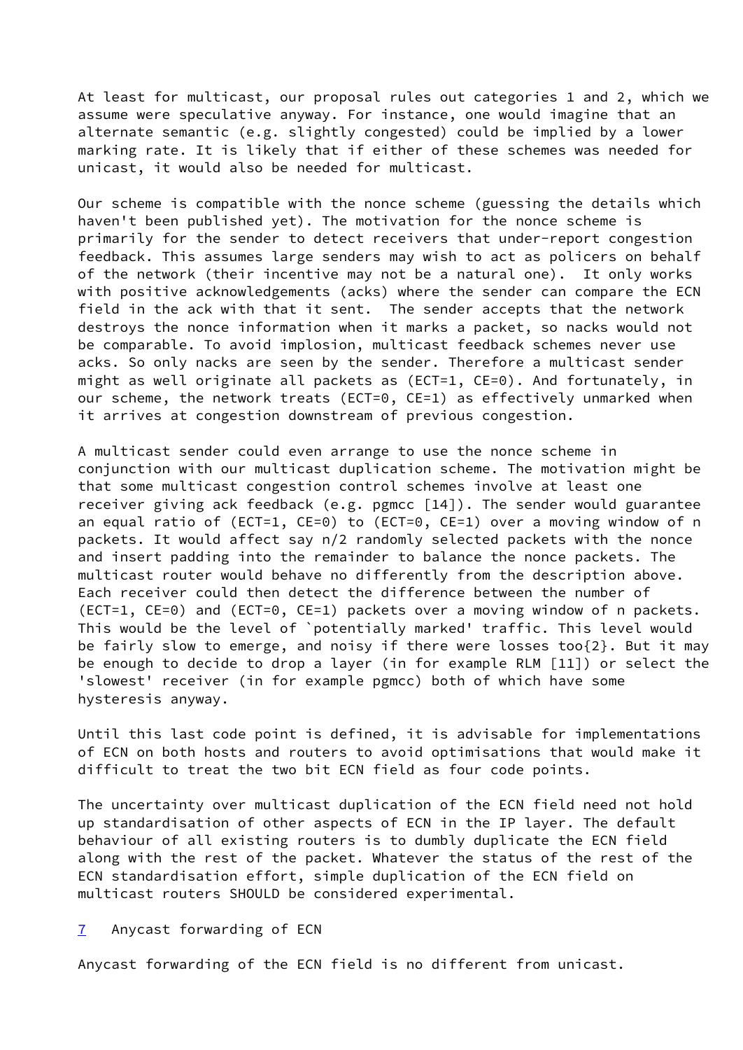At least for multicast, our proposal rules out categories 1 and 2, which we assume were speculative anyway. For instance, one would imagine that an alternate semantic (e.g. slightly congested) could be implied by a lower marking rate. It is likely that if either of these schemes was needed for unicast, it would also be needed for multicast.

Our scheme is compatible with the nonce scheme (guessing the details which haven't been published yet). The motivation for the nonce scheme is primarily for the sender to detect receivers that under-report congestion feedback. This assumes large senders may wish to act as policers on behalf of the network (their incentive may not be a natural one). It only works with positive acknowledgements (acks) where the sender can compare the ECN field in the ack with that it sent. The sender accepts that the network destroys the nonce information when it marks a packet, so nacks would not be comparable. To avoid implosion, multicast feedback schemes never use acks. So only nacks are seen by the sender. Therefore a multicast sender might as well originate all packets as (ECT=1, CE=0). And fortunately, in our scheme, the network treats (ECT=0, CE=1) as effectively unmarked when it arrives at congestion downstream of previous congestion.

A multicast sender could even arrange to use the nonce scheme in conjunction with our multicast duplication scheme. The motivation might be that some multicast congestion control schemes involve at least one receiver giving ack feedback (e.g. pgmcc [14]). The sender would guarantee an equal ratio of (ECT=1, CE=0) to (ECT=0, CE=1) over a moving window of n packets. It would affect say n/2 randomly selected packets with the nonce and insert padding into the remainder to balance the nonce packets. The multicast router would behave no differently from the description above. Each receiver could then detect the difference between the number of (ECT=1, CE=0) and (ECT=0, CE=1) packets over a moving window of n packets. This would be the level of `potentially marked' traffic. This level would be fairly slow to emerge, and noisy if there were losses too{2}. But it may be enough to decide to drop a layer (in for example RLM [11]) or select the 'slowest' receiver (in for example pgmcc) both of which have some hysteresis anyway.

Until this last code point is defined, it is advisable for implementations of ECN on both hosts and routers to avoid optimisations that would make it difficult to treat the two bit ECN field as four code points.

The uncertainty over multicast duplication of the ECN field need not hold up standardisation of other aspects of ECN in the IP layer. The default behaviour of all existing routers is to dumbly duplicate the ECN field along with the rest of the packet. Whatever the status of the rest of the ECN standardisation effort, simple duplication of the ECN field on multicast routers SHOULD be considered experimental.

## 7 Anycast forwarding of ECN

Anycast forwarding of the ECN field is no different from unicast.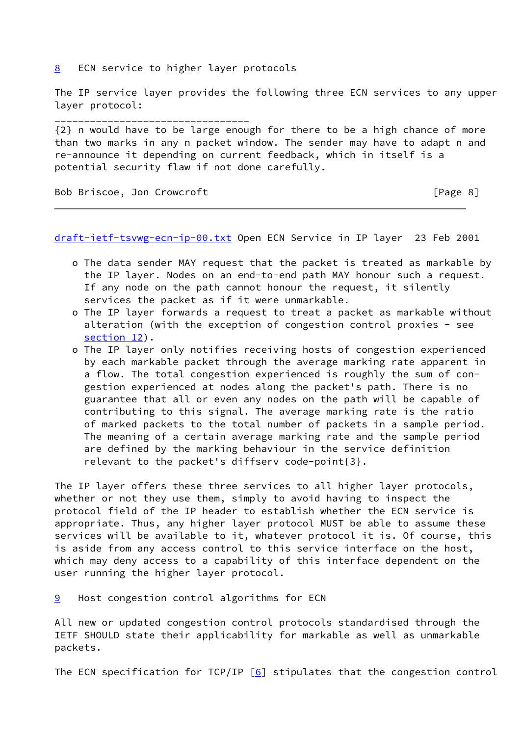## 8 ECN service to higher layer protocols

The IP service layer provides the following three ECN services to any upper layer protocol:

---

{2} n would have to be large enough for there to be a high chance of more than two marks in any n packet window. The sender may have to adapt n and re-announce it depending on current feedback, which in itself is a potential security flaw if not done carefully.

- The data sender MAY request that the packet is treated as markable by the IP layer. Nodes on an end-to-end path MAY honour such a request. If any node on the path cannot honour the request, it silently services the packet as if it were unmarkable.
- The IP layer forwards a request to treat a packet as markable without alteration (with the exception of congestion control proxies - see section 12).
- The IP layer only notifies receiving hosts of congestion experienced by each markable packet through the average marking rate apparent in a flow. The total congestion experienced is roughly the sum of congestion experienced at nodes along the packet's path. There is no guarantee that all or even any nodes on the path will be capable of contributing to this signal. The average marking rate is the ratio of marked packets to the total number of packets in a sample period. The meaning of a certain average marking rate and the sample period are defined by the marking behaviour in the service definition relevant to the packet's diffserv code-point{3}.

The IP layer offers these three services to all higher layer protocols, whether or not they use them, simply to avoid having to inspect the protocol field of the IP header to establish whether the ECN service is appropriate. Thus, any higher layer protocol MUST be able to assume these services will be available to it, whatever protocol it is. Of course, this is aside from any access control to this service interface on the host, which may deny access to a capability of this interface dependent on the user running the higher layer protocol.

## 9 Host congestion control algorithms for ECN

All new or updated congestion control protocols standardised through the IETF SHOULD state their applicability for markable as well as unmarkable packets.

The ECN specification for TCP/IP [6] stipulates that the congestion control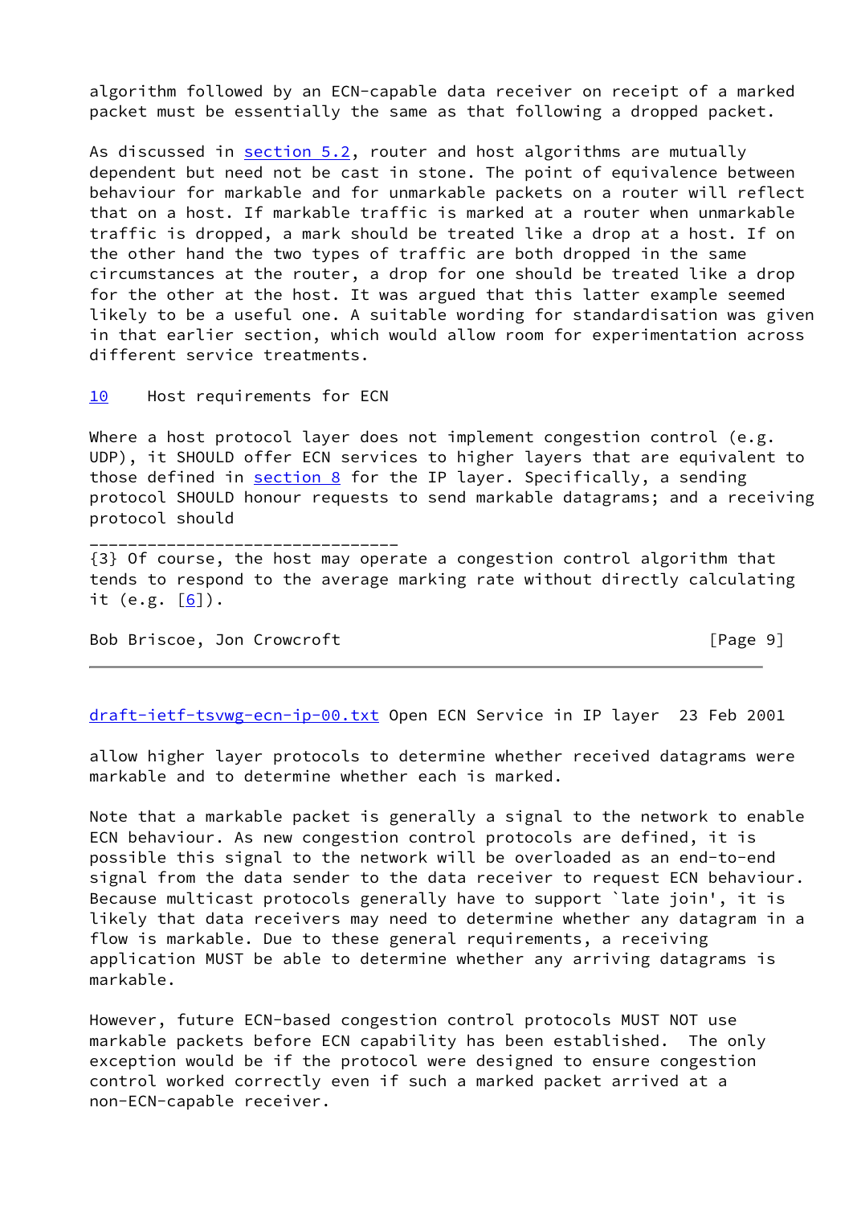algorithm followed by an ECN-capable data receiver on receipt of a marked packet must be essentially the same as that following a dropped packet.

As discussed in section 5.2, router and host algorithms are mutually dependent but need not be cast in stone. The point of equivalence between behaviour for markable and for unmarkable packets on a router will reflect that on a host. If markable traffic is marked at a router when unmarkable traffic is dropped, a mark should be treated like a drop at a host. If on the other hand the two types of traffic are both dropped in the same circumstances at the router, a drop for one should be treated like a drop for the other at the host. It was argued that this latter example seemed likely to be a useful one. A suitable wording for standardisation was given in that earlier section, which would allow room for experimentation across different service treatments.

## 10 Host requirements for ECN

Where a host protocol layer does not implement congestion control (e.g. UDP), it SHOULD offer ECN services to higher layers that are equivalent to those defined in section 8 for the IP layer. Specifically, a sending protocol SHOULD honour requests to send markable datagrams; and a receiving protocol should allow higher layer protocols to determine whether received datagrams were markable and to determine whether each is marked.

Note that a markable packet is generally a signal to the network to enable ECN behaviour. As new congestion control protocols are defined, it is possible this signal to the network will be overloaded as an end-to-end signal from the data sender to the data receiver to request ECN behaviour. Because multicast protocols generally have to support `late join', it is likely that data receivers may need to determine whether any datagram in a flow is markable. Due to these general requirements, a receiving application MUST be able to determine whether any arriving datagrams is markable.

However, future ECN-based congestion control protocols MUST NOT use markable packets before ECN capability has been established. The only exception would be if the protocol were designed to ensure congestion control worked correctly even if such a marked packet arrived at a non-ECN-capable receiver.

---

{3} Of course, the host may operate a congestion control algorithm that tends to respond to the average marking rate without directly calculating it (e.g. [6]).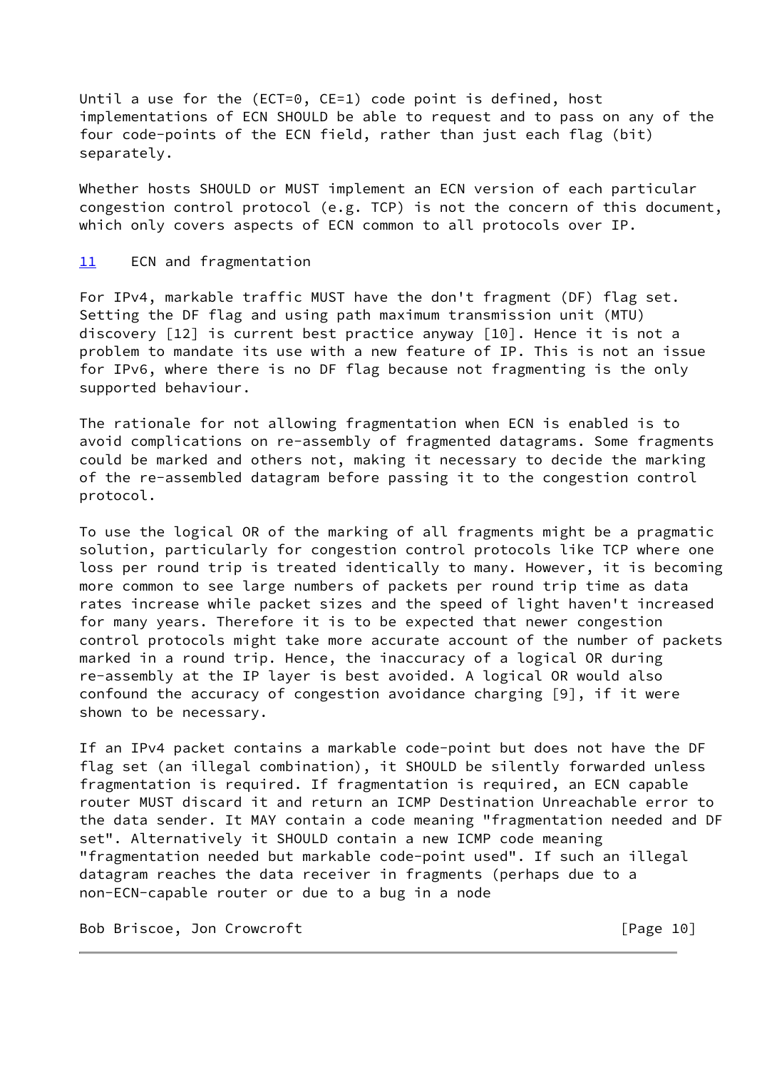Until a use for the (ECT=0, CE=1) code point is defined, host implementations of ECN SHOULD be able to request and to pass on any of the four code-points of the ECN field, rather than just each flag (bit) separately.

Whether hosts SHOULD or MUST implement an ECN version of each particular congestion control protocol (e.g. TCP) is not the concern of this document, which only covers aspects of ECN common to all protocols over IP.

## 11 ECN and fragmentation

For IPv4, markable traffic MUST have the don't fragment (DF) flag set. Setting the DF flag and using path maximum transmission unit (MTU) discovery [12] is current best practice anyway [10]. Hence it is not a problem to mandate its use with a new feature of IP. This is not an issue for IPv6, where there is no DF flag because not fragmenting is the only supported behaviour.

The rationale for not allowing fragmentation when ECN is enabled is to avoid complications on re-assembly of fragmented datagrams. Some fragments could be marked and others not, making it necessary to decide the marking of the re-assembled datagram before passing it to the congestion control protocol.

To use the logical OR of the marking of all fragments might be a pragmatic solution, particularly for congestion control protocols like TCP where one loss per round trip is treated identically to many. However, it is becoming more common to see large numbers of packets per round trip time as data rates increase while packet sizes and the speed of light haven't increased for many years. Therefore it is to be expected that newer congestion control protocols might take more accurate account of the number of packets marked in a round trip. Hence, the inaccuracy of a logical OR during re-assembly at the IP layer is best avoided. A logical OR would also confound the accuracy of congestion avoidance charging [9], if it were shown to be necessary.

If an IPv4 packet contains a markable code-point but does not have the DF flag set (an illegal combination), it SHOULD be silently forwarded unless fragmentation is required. If fragmentation is required, an ECN capable router MUST discard it and return an ICMP Destination Unreachable error to the data sender. It MAY contain a code meaning "fragmentation needed and DF set". Alternatively it SHOULD contain a new ICMP code meaning "fragmentation needed but markable code-point used". If such an illegal datagram reaches the data receiver in fragments (perhaps due to a non-ECN-capable router or due to a bug in a node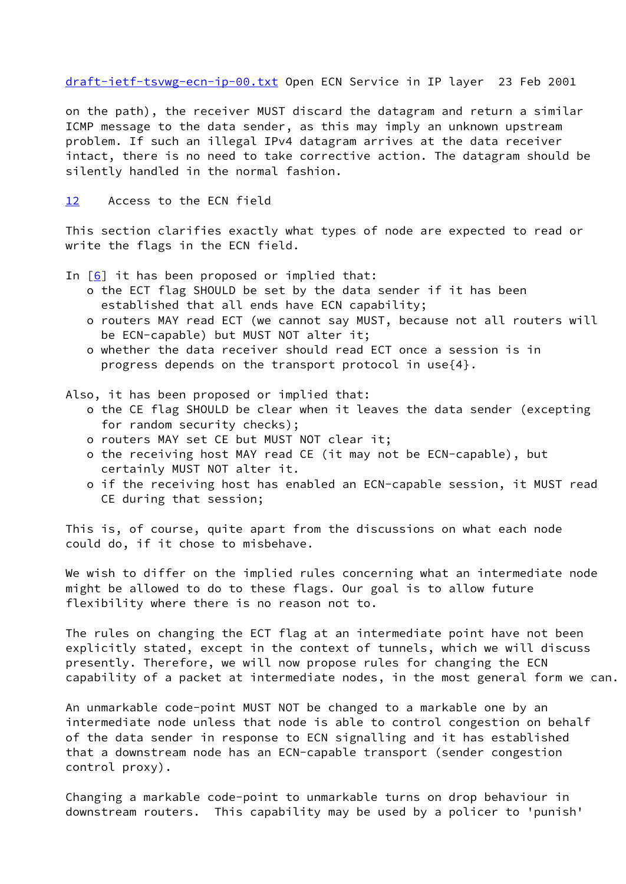on the path), the receiver MUST discard the datagram and return a similar ICMP message to the data sender, as this may imply an unknown upstream problem. If such an illegal IPv4 datagram arrives at the data receiver intact, there is no need to take corrective action. The datagram should be silently handled in the normal fashion.

## 12 Access to the ECN field

This section clarifies exactly what types of node are expected to read or write the flags in the ECN field.

In [6] it has been proposed or implied that:

- o the ECT flag SHOULD be set by the data sender if it has been established that all ends have ECN capability;
- o routers MAY read ECT (we cannot say MUST, because not all routers will be ECN-capable) but MUST NOT alter it;
- o whether the data receiver should read ECT once a session is in progress depends on the transport protocol in use{4}.

Also, it has been proposed or implied that:

- o the CE flag SHOULD be clear when it leaves the data sender (excepting for random security checks);
- o routers MAY set CE but MUST NOT clear it;
- o the receiving host MAY read CE (it may not be ECN-capable), but certainly MUST NOT alter it.
- o if the receiving host has enabled an ECN-capable session, it MUST read CE during that session;

This is, of course, quite apart from the discussions on what each node could do, if it chose to misbehave.

We wish to differ on the implied rules concerning what an intermediate node might be allowed to do to these flags. Our goal is to allow future flexibility where there is no reason not to.

The rules on changing the ECT flag at an intermediate point have not been explicitly stated, except in the context of tunnels, which we will discuss presently. Therefore, we will now propose rules for changing the ECN capability of a packet at intermediate nodes, in the most general form we can.

An unmarkable code-point MUST NOT be changed to a markable one by an intermediate node unless that node is able to control congestion on behalf of the data sender in response to ECN signalling and it has established that a downstream node has an ECN-capable transport (sender congestion control proxy).

Changing a markable code-point to unmarkable turns on drop behaviour in downstream routers. This capability may be used by a policer to 'punish'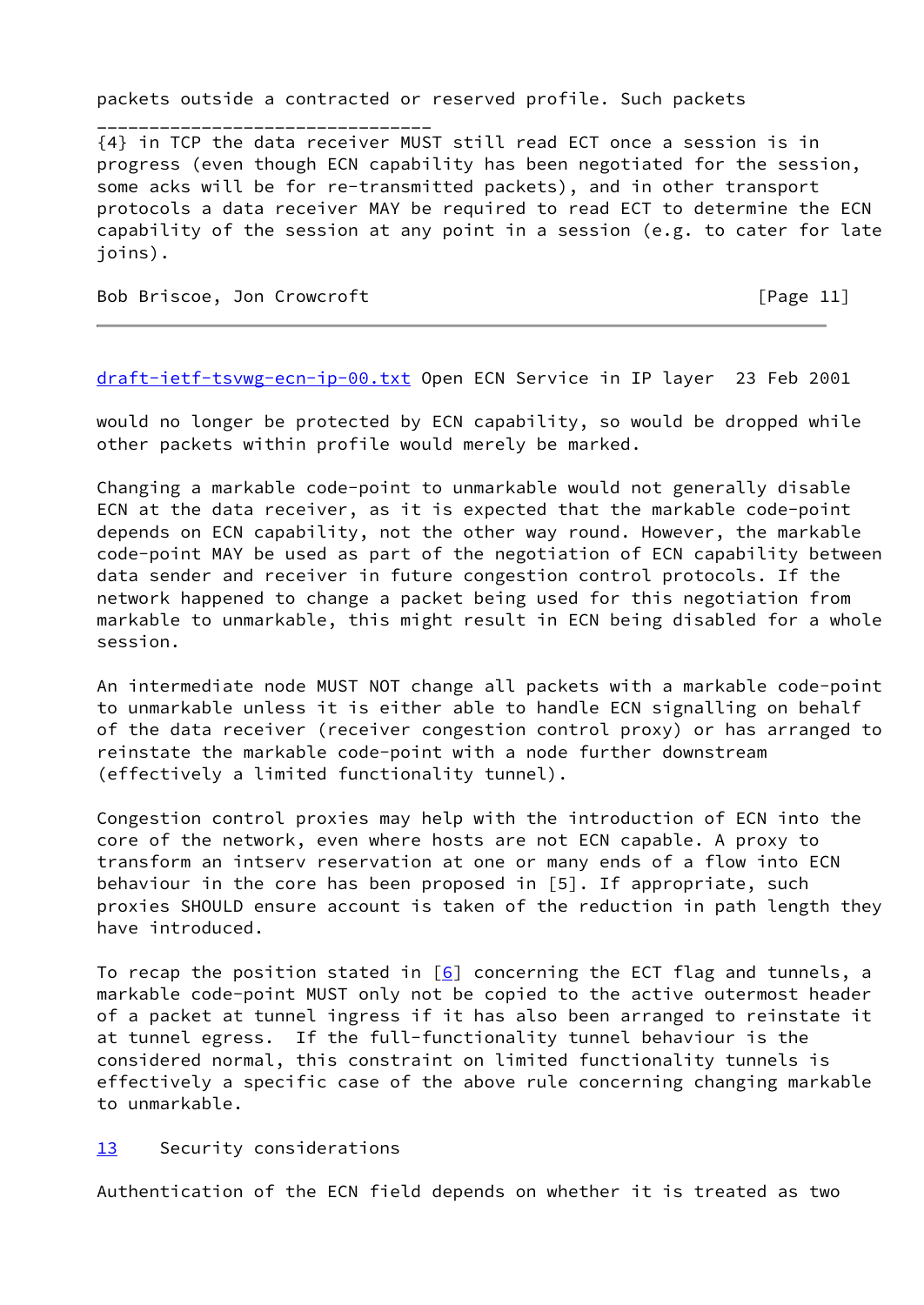packets outside a contracted or reserved profile. Such packets

________________________________
{4} in TCP the data receiver MUST still read ECT once a session is in progress (even though ECN capability has been negotiated for the session, some acks will be for re-transmitted packets), and in other transport protocols a data receiver MAY be required to read ECT to determine the ECN capability of the session at any point in a session (e.g. to cater for late joins).

would no longer be protected by ECN capability, so would be dropped while other packets within profile would merely be marked.

Changing a markable code-point to unmarkable would not generally disable ECN at the data receiver, as it is expected that the markable code-point depends on ECN capability, not the other way round. However, the markable code-point MAY be used as part of the negotiation of ECN capability between data sender and receiver in future congestion control protocols. If the network happened to change a packet being used for this negotiation from markable to unmarkable, this might result in ECN being disabled for a whole session.

An intermediate node MUST NOT change all packets with a markable code-point to unmarkable unless it is either able to handle ECN signalling on behalf of the data receiver (receiver congestion control proxy) or has arranged to reinstate the markable code-point with a node further downstream (effectively a limited functionality tunnel).

Congestion control proxies may help with the introduction of ECN into the core of the network, even where hosts are not ECN capable. A proxy to transform an intserv reservation at one or many ends of a flow into ECN behaviour in the core has been proposed in [5]. If appropriate, such proxies SHOULD ensure account is taken of the reduction in path length they have introduced.

To recap the position stated in [6] concerning the ECT flag and tunnels, a markable code-point MUST only not be copied to the active outermost header of a packet at tunnel ingress if it has also been arranged to reinstate it at tunnel egress. If the full-functionality tunnel behaviour is the considered normal, this constraint on limited functionality tunnels is effectively a specific case of the above rule concerning changing markable to unmarkable.

## 13 Security considerations

Authentication of the ECN field depends on whether it is treated as two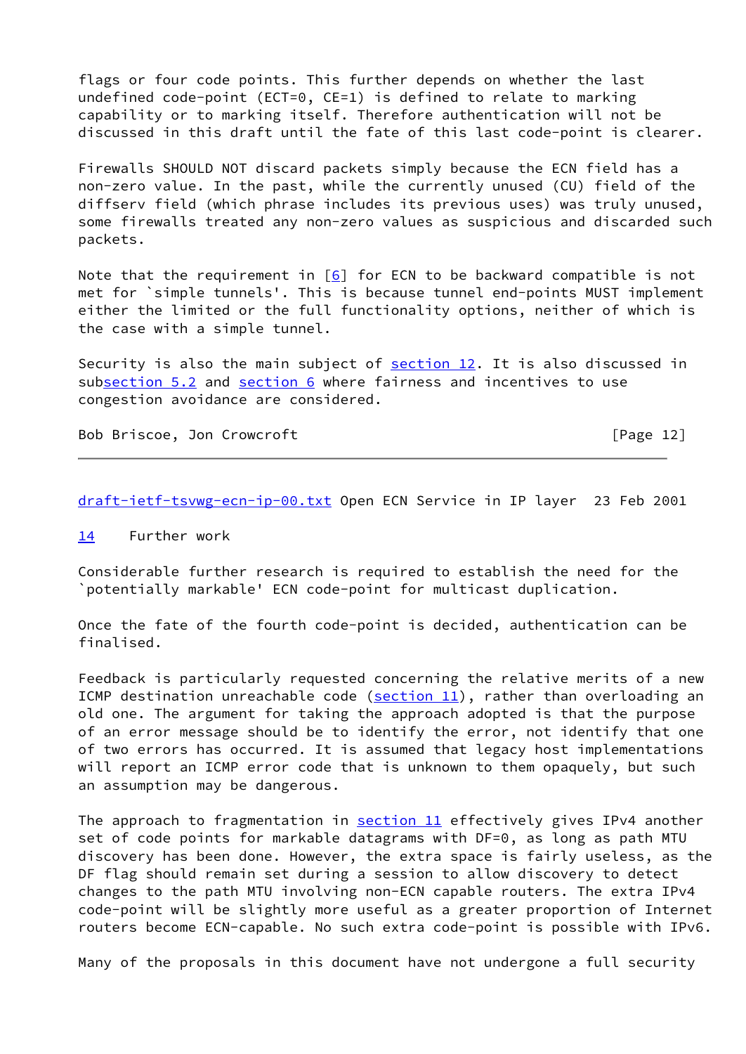flags or four code points. This further depends on whether the last undefined code-point (ECT=0, CE=1) is defined to relate to marking capability or to marking itself. Therefore authentication will not be discussed in this draft until the fate of this last code-point is clearer.

Firewalls SHOULD NOT discard packets simply because the ECN field has a non-zero value. In the past, while the currently unused (CU) field of the diffserv field (which phrase includes its previous uses) was truly unused, some firewalls treated any non-zero values as suspicious and discarded such packets.

Note that the requirement in [6] for ECN to be backward compatible is not met for `simple tunnels'. This is because tunnel end-points MUST implement either the limited or the full functionality options, neither of which is the case with a simple tunnel.

Security is also the main subject of section 12. It is also discussed in subsection 5.2 and section 6 where fairness and incentives to use congestion avoidance are considered.

## 14 Further work

Considerable further research is required to establish the need for the `potentially markable' ECN code-point for multicast duplication.

Once the fate of the fourth code-point is decided, authentication can be finalised.

Feedback is particularly requested concerning the relative merits of a new ICMP destination unreachable code (section 11), rather than overloading an old one. The argument for taking the approach adopted is that the purpose of an error message should be to identify the error, not identify that one of two errors has occurred. It is assumed that legacy host implementations will report an ICMP error code that is unknown to them opaquely, but such an assumption may be dangerous.

The approach to fragmentation in section 11 effectively gives IPv4 another set of code points for markable datagrams with DF=0, as long as path MTU discovery has been done. However, the extra space is fairly useless, as the DF flag should remain set during a session to allow discovery to detect changes to the path MTU involving non-ECN capable routers. The extra IPv4 code-point will be slightly more useful as a greater proportion of Internet routers become ECN-capable. No such extra code-point is possible with IPv6.

Many of the proposals in this document have not undergone a full security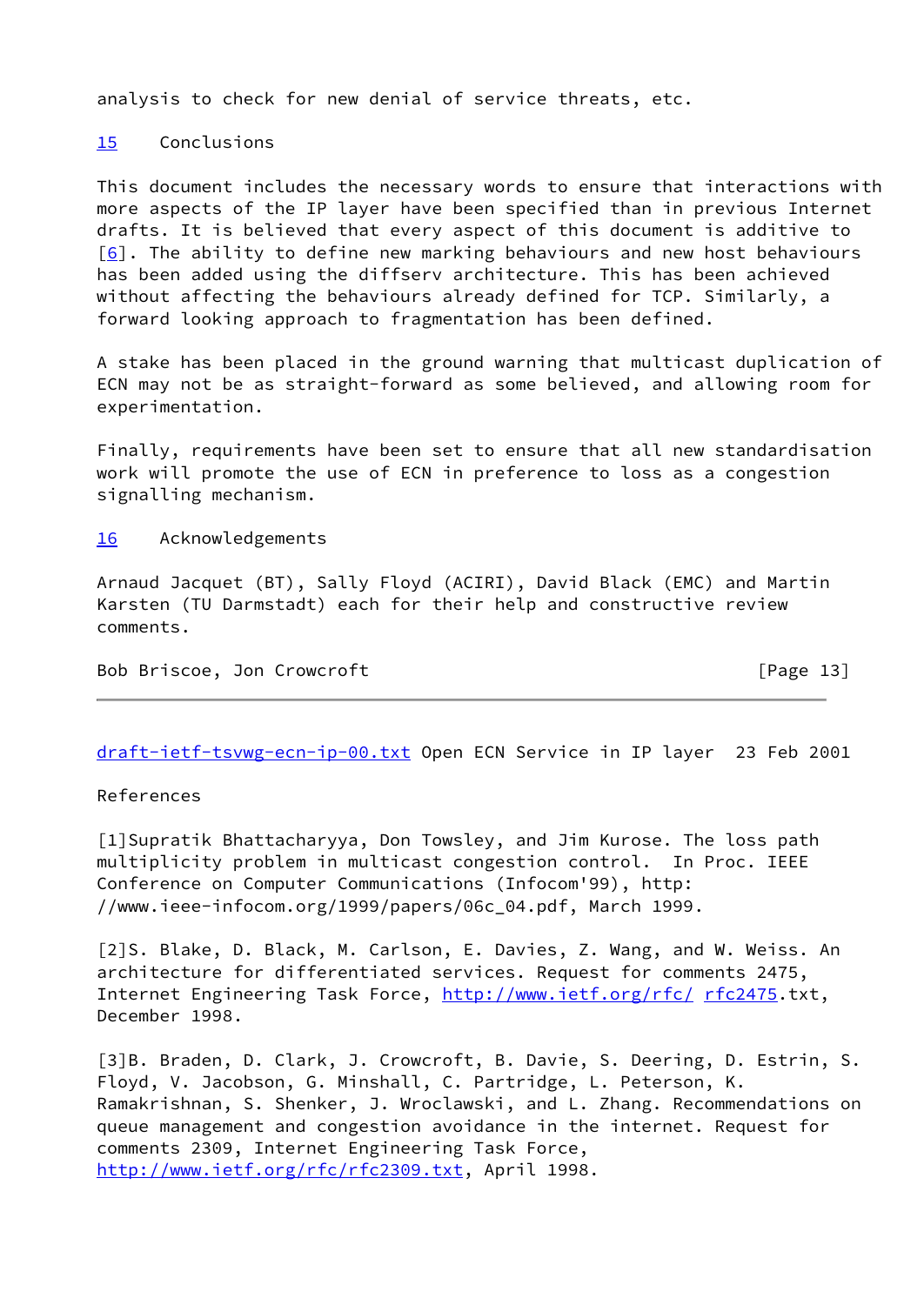analysis to check for new denial of service threats, etc.

## 15 Conclusions

This document includes the necessary words to ensure that interactions with more aspects of the IP layer have been specified than in previous Internet drafts. It is believed that every aspect of this document is additive to [6]. The ability to define new marking behaviours and new host behaviours has been added using the diffserv architecture. This has been achieved without affecting the behaviours already defined for TCP. Similarly, a forward looking approach to fragmentation has been defined.

A stake has been placed in the ground warning that multicast duplication of ECN may not be as straight-forward as some believed, and allowing room for experimentation.

Finally, requirements have been set to ensure that all new standardisation work will promote the use of ECN in preference to loss as a congestion signalling mechanism.

## 16 Acknowledgements

Arnaud Jacquet (BT), Sally Floyd (ACIRI), David Black (EMC) and Martin Karsten (TU Darmstadt) each for their help and constructive review comments.

## References

[1]Supratik Bhattacharyya, Don Towsley, and Jim Kurose. The loss path multiplicity problem in multicast congestion control. In Proc. IEEE Conference on Computer Communications (Infocom'99), http://www.ieee-infocom.org/1999/papers/06c_04.pdf, March 1999.

[2]S. Blake, D. Black, M. Carlson, E. Davies, Z. Wang, and W. Weiss. An architecture for differentiated services. Request for comments 2475, Internet Engineering Task Force, http://www.ietf.org/rfc/ rfc2475.txt, December 1998.

[3]B. Braden, D. Clark, J. Crowcroft, B. Davie, S. Deering, D. Estrin, S. Floyd, V. Jacobson, G. Minshall, C. Partridge, L. Peterson, K. Ramakrishnan, S. Shenker, J. Wroclawski, and L. Zhang. Recommendations on queue management and congestion avoidance in the internet. Request for comments 2309, Internet Engineering Task Force, http://www.ietf.org/rfc/rfc2309.txt, April 1998.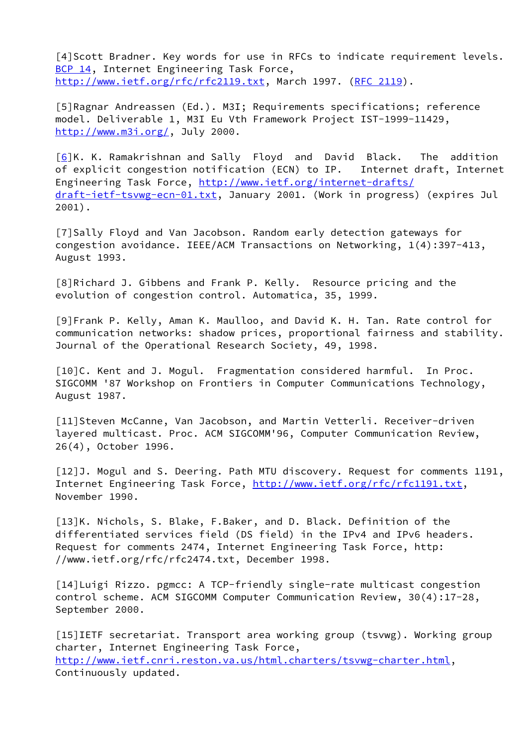[4]Scott Bradner. Key words for use in RFCs to indicate requirement levels. BCP 14, Internet Engineering Task Force, http://www.ietf.org/rfc/rfc2119.txt, March 1997. (RFC 2119).

[5]Ragnar Andreassen (Ed.). M3I; Requirements specifications; reference model. Deliverable 1, M3I Eu Vth Framework Project IST-1999-11429, http://www.m3i.org/, July 2000.

[6]K. K. Ramakrishnan and Sally Floyd and David Black. The addition of explicit congestion notification (ECN) to IP. Internet draft, Internet Engineering Task Force, http://www.ietf.org/internet-drafts/draft-ietf-tsvwg-ecn-01.txt, January 2001. (Work in progress) (expires Jul 2001).

[7]Sally Floyd and Van Jacobson. Random early detection gateways for congestion avoidance. IEEE/ACM Transactions on Networking, 1(4):397-413, August 1993.

[8]Richard J. Gibbens and Frank P. Kelly. Resource pricing and the evolution of congestion control. Automatica, 35, 1999.

[9]Frank P. Kelly, Aman K. Maulloo, and David K. H. Tan. Rate control for communication networks: shadow prices, proportional fairness and stability. Journal of the Operational Research Society, 49, 1998.

[10]C. Kent and J. Mogul. Fragmentation considered harmful. In Proc. SIGCOMM '87 Workshop on Frontiers in Computer Communications Technology, August 1987.

[11]Steven McCanne, Van Jacobson, and Martin Vetterli. Receiver-driven layered multicast. Proc. ACM SIGCOMM'96, Computer Communication Review, 26(4), October 1996.

[12]J. Mogul and S. Deering. Path MTU discovery. Request for comments 1191, Internet Engineering Task Force, http://www.ietf.org/rfc/rfc1191.txt, November 1990.

[13]K. Nichols, S. Blake, F.Baker, and D. Black. Definition of the differentiated services field (DS field) in the IPv4 and IPv6 headers. Request for comments 2474, Internet Engineering Task Force, http://www.ietf.org/rfc/rfc2474.txt, December 1998.

[14]Luigi Rizzo. pgmcc: A TCP-friendly single-rate multicast congestion control scheme. ACM SIGCOMM Computer Communication Review, 30(4):17-28, September 2000.

[15]IETF secretariat. Transport area working group (tsvwg). Working group charter, Internet Engineering Task Force, http://www.ietf.cnri.reston.va.us/html.charters/tsvwg-charter.html, Continuously updated.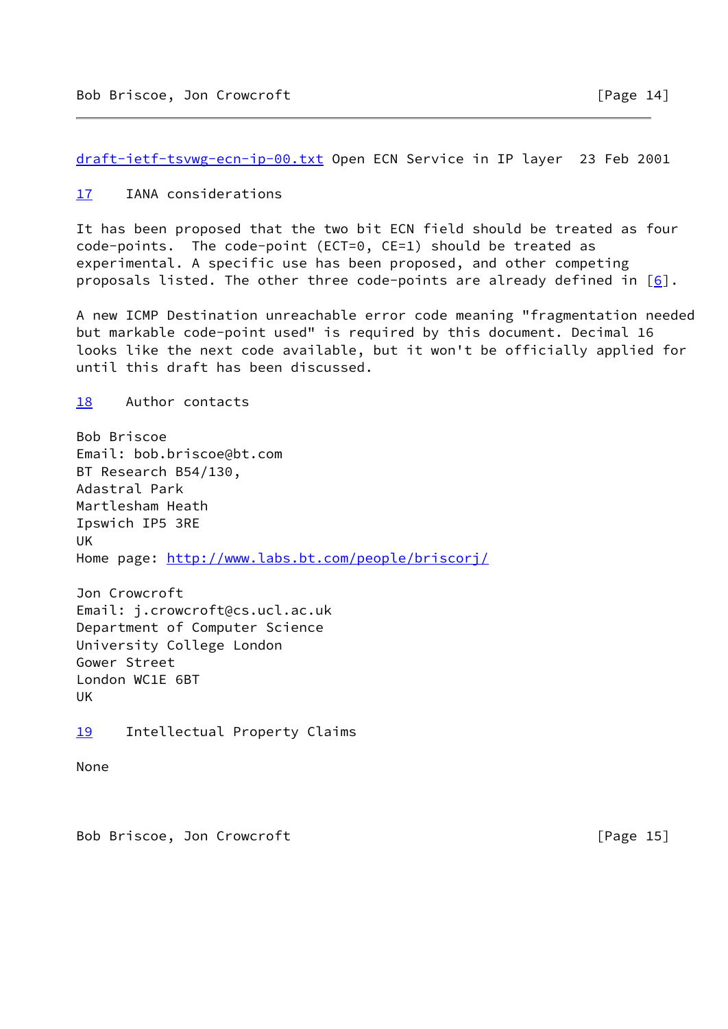## 17 IANA considerations

It has been proposed that the two bit ECN field should be treated as four code-points. The code-point (ECT=0, CE=1) should be treated as experimental. A specific use has been proposed, and other competing proposals listed. The other three code-points are already defined in [6].

A new ICMP Destination unreachable error code meaning "fragmentation needed but markable code-point used" is required by this document. Decimal 16 looks like the next code available, but it won't be officially applied for until this draft has been discussed.

## 18 Author contacts

Bob Briscoe
Email: bob.briscoe@bt.com
BT Research B54/130,
Adastral Park
Martlesham Heath
Ipswich IP5 3RE
UK
Home page: http://www.labs.bt.com/people/briscorj/

Jon Crowcroft
Email: j.crowcroft@cs.ucl.ac.uk
Department of Computer Science
University College London
Gower Street
London WC1E 6BT
UK

## 19 Intellectual Property Claims

None